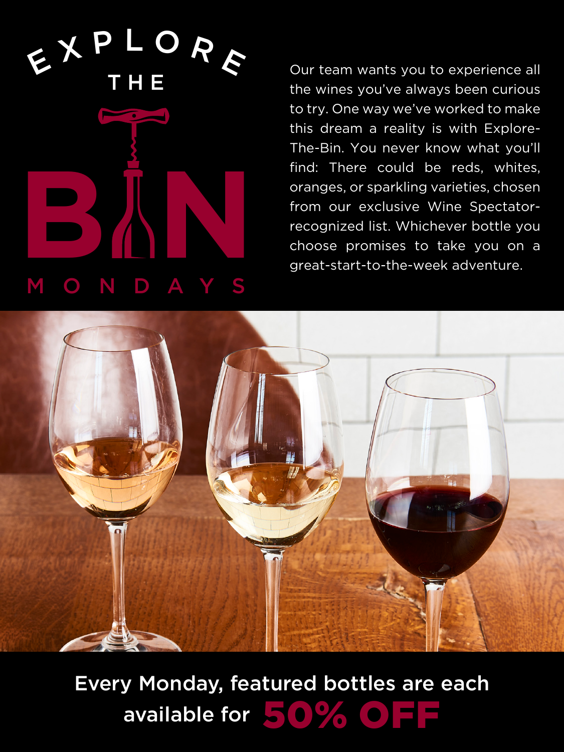# Explore The Bin Mondays

Our team wants you to experience all the wines you've always been curious to try. One way we've worked to make this dream a reality is with Explore-The-Bin. You never know what you'll find: There could be reds, whites, oranges, or sparkling varieties, chosen from our exclusive Wine Spectator-recognized list. Whichever bottle you choose promises to take you on a great-start-to-the-week adventure.

Every Monday, featured bottles are each available for **50% OFF**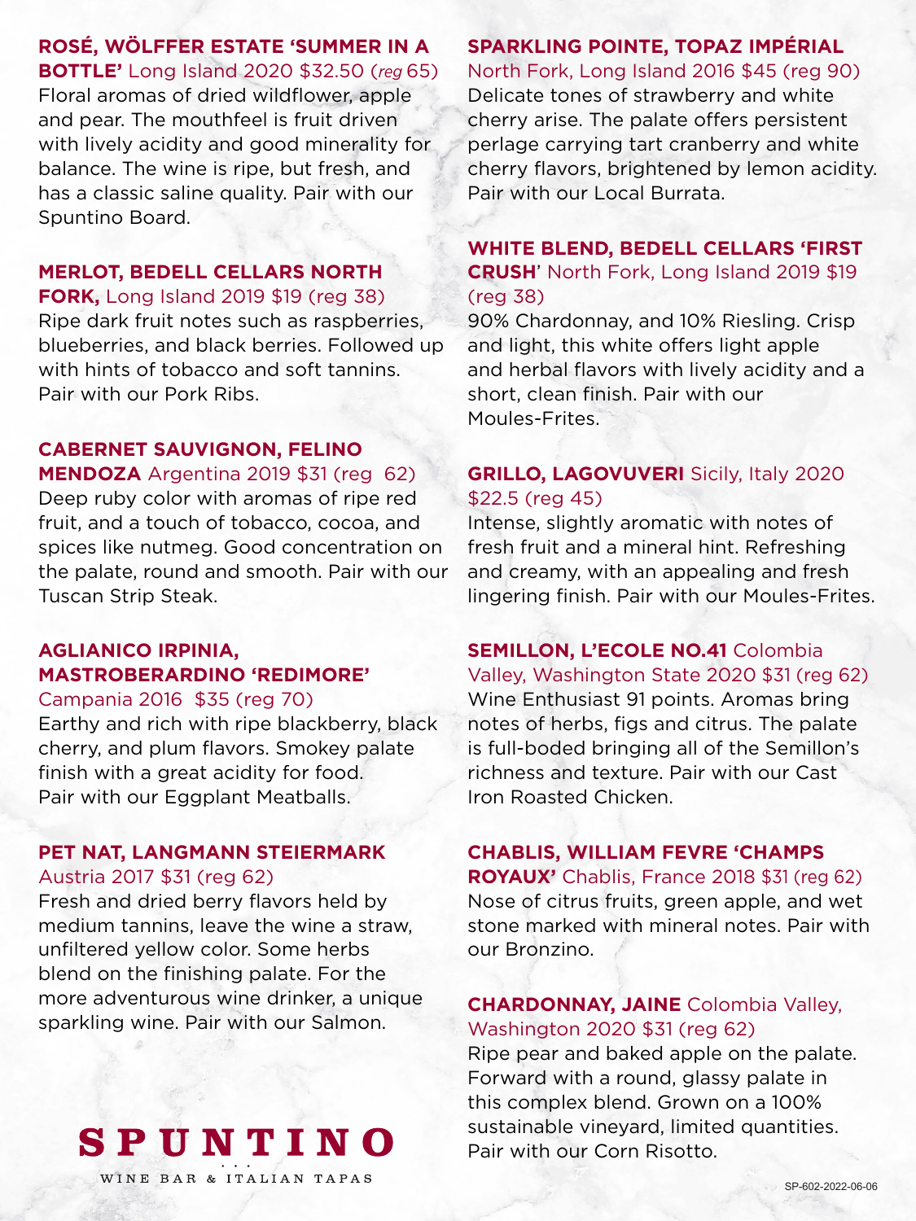**ROSÉ, WÖLFFER ESTATE 'SUMMER IN A BOTTLE'** Long Island 2020 $32.50 (*reg* 65)
Floral aromas of dried wildflower, apple and pear. The mouthfeel is fruit driven with lively acidity and good minerality for balance. The wine is ripe, but fresh, and has a classic saline quality. Pair with our Spuntino Board.

**MERLOT, BEDELL CELLARS NORTH FORK,** Long Island 2019 $19 (reg 38)
Ripe dark fruit notes such as raspberries, blueberries, and black berries. Followed up with hints of tobacco and soft tannins. Pair with our Pork Ribs.

**CABERNET SAUVIGNON, FELINO MENDOZA** Argentina 2019 $31 (reg 62)
Deep ruby color with aromas of ripe red fruit, and a touch of tobacco, cocoa, and spices like nutmeg. Good concentration on the palate, round and smooth. Pair with our Tuscan Strip Steak.

**AGLIANICO IRPINIA, MASTROBERARDINO 'REDIMORE'** Campania 2016 $35 (reg 70)
Earthy and rich with ripe blackberry, black cherry, and plum flavors. Smokey palate finish with a great acidity for food. Pair with our Eggplant Meatballs.

**PET NAT, LANGMANN STEIERMARK** Austria 2017 $31 (reg 62)
Fresh and dried berry flavors held by medium tannins, leave the wine a straw, unfiltered yellow color. Some herbs blend on the finishing palate. For the more adventurous wine drinker, a unique sparkling wine. Pair with our Salmon.

**SPARKLING POINTE, TOPAZ IMPÉRIAL** North Fork, Long Island 2016 $45 (reg 90)
Delicate tones of strawberry and white cherry arise. The palate offers persistent perlage carrying tart cranberry and white cherry flavors, brightened by lemon acidity. Pair with our Local Burrata.

**WHITE BLEND, BEDELL CELLARS 'FIRST CRUSH'** North Fork, Long Island 2019 $19 (reg 38)
90% Chardonnay, and 10% Riesling. Crisp and light, this white offers light apple and herbal flavors with lively acidity and a short, clean finish. Pair with our Moules-Frites.

**GRILLO, LAGOVUVERI** Sicily, Italy 2020 $22.5 (reg 45)
Intense, slightly aromatic with notes of fresh fruit and a mineral hint. Refreshing and creamy, with an appealing and fresh lingering finish. Pair with our Moules-Frites.

**SEMILLON, L'ECOLE NO.41** Colombia Valley, Washington State 2020 $31 (reg 62)
Wine Enthusiast 91 points. Aromas bring notes of herbs, figs and citrus. The palate is full-boded bringing all of the Semillon's richness and texture. Pair with our Cast Iron Roasted Chicken.

**CHABLIS, WILLIAM FEVRE 'CHAMPS ROYAUX'** Chablis, France 2018 $31 (reg 62)
Nose of citrus fruits, green apple, and wet stone marked with mineral notes. Pair with our Bronzino.

**CHARDONNAY, JAINE** Colombia Valley, Washington 2020 $31 (reg 62)
Ripe pear and baked apple on the palate. Forward with a round, glassy palate in this complex blend. Grown on a 100% sustainable vineyard, limited quantities. Pair with our Corn Risotto.

**SPUNTINO**
WINE BAR & ITALIAN TAPAS

SP-602-2022-06-06